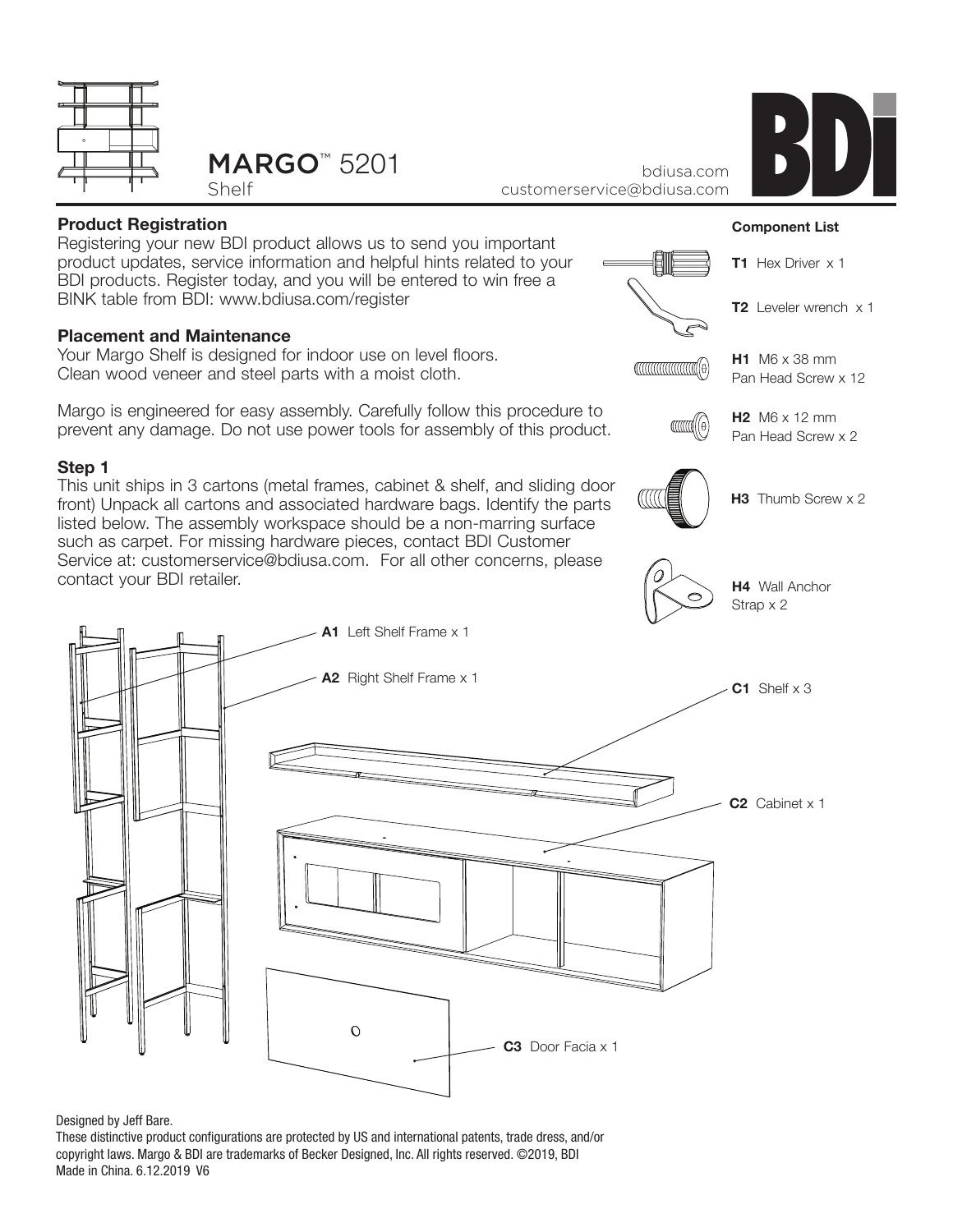# MARGO™ 5201

Shelf

bdiusa.com
customerservice@bdiusa.com

BDI

### Product Registration

Registering your new BDI product allows us to send you important product updates, service information and helpful hints related to your BDI products. Register today, and you will be entered to win free a BINK table from BDI: www.bdiusa.com/register

### Placement and Maintenance

Your Margo Shelf is designed for indoor use on level floors.
Clean wood veneer and steel parts with a moist cloth.

Margo is engineered for easy assembly. Carefully follow this procedure to prevent any damage. Do not use power tools for assembly of this product.

### Step 1

This unit ships in 3 cartons (metal frames, cabinet & shelf, and sliding door front) Unpack all cartons and associated hardware bags. Identify the parts listed below. The assembly workspace should be a non-marring surface such as carpet. For missing hardware pieces, contact BDI Customer Service at: customerservice@bdiusa.com. For all other concerns, please contact your BDI retailer.

### Component List

- **T1** Hex Driver x 1
- **T2** Leveler wrench x 1
- **H1** M6 x 38 mm Pan Head Screw x 12
- **H2** M6 x 12 mm Pan Head Screw x 2
- **H3** Thumb Screw x 2
- **H4** Wall Anchor Strap x 2

- **A1** Left Shelf Frame x 1
- **A2** Right Shelf Frame x 1
- **C1** Shelf x 3
- **C2** Cabinet x 1
- **C3** Door Facia x 1

Designed by Jeff Bare.
These distinctive product configurations are protected by US and international patents, trade dress, and/or copyright laws. Margo & BDI are trademarks of Becker Designed, Inc. All rights reserved. ©2019, BDI
Made in China. 6.12.2019 V6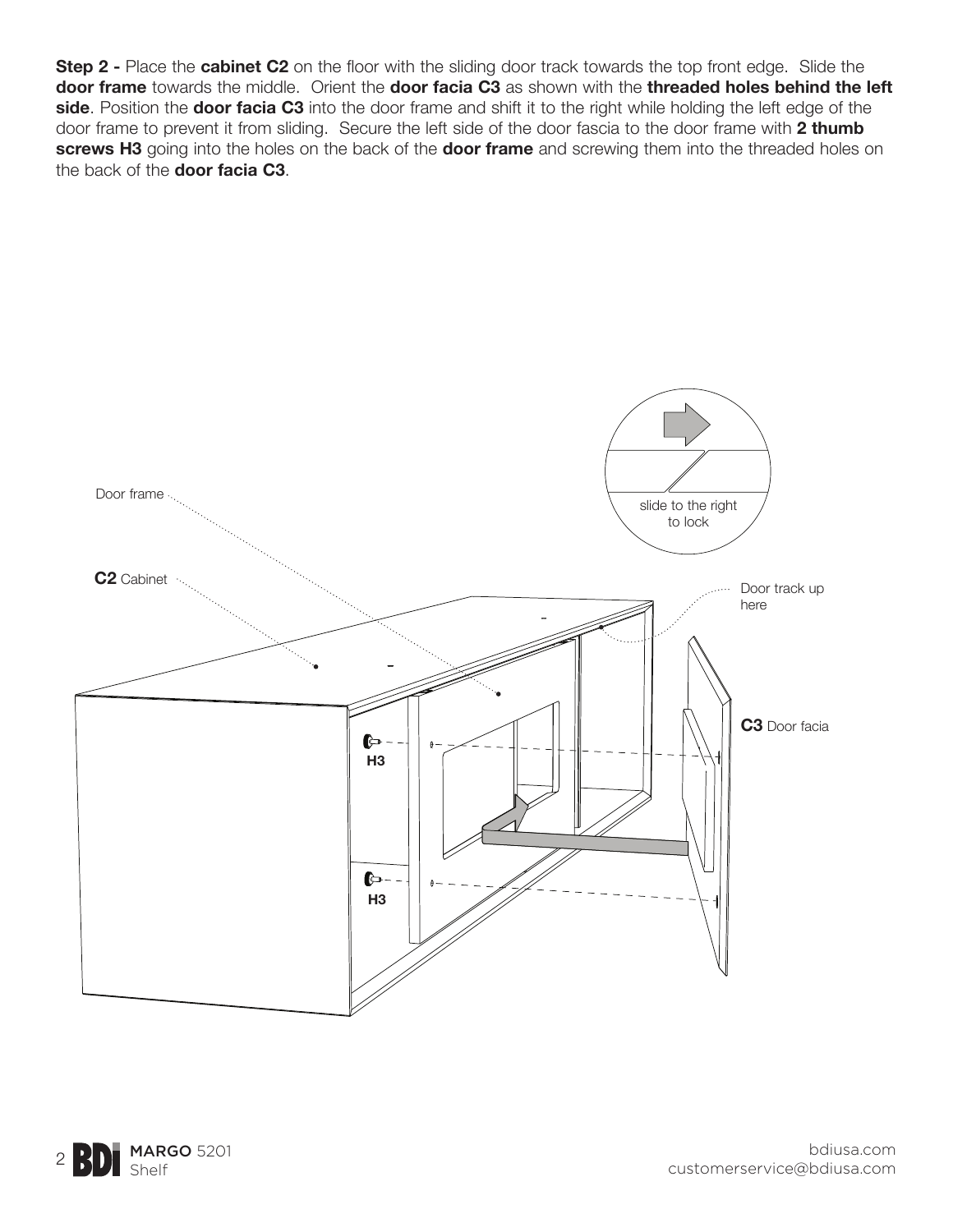**Step 2 -** Place the **cabinet C2** on the floor with the sliding door track towards the top front edge. Slide the **door frame** towards the middle. Orient the **door facia C3** as shown with the **threaded holes behind the left side**. Position the **door facia C3** into the door frame and shift it to the right while holding the left edge of the door frame to prevent it from sliding. Secure the left side of the door fascia to the door frame with **2 thumb screws H3** going into the holes on the back of the **door frame** and screwing them into the threaded holes on the back of the **door facia C3**.

Door frame

**C2** Cabinet

slide to the right to lock

Door track up here

**C3** Door facia

**H3**

**H3**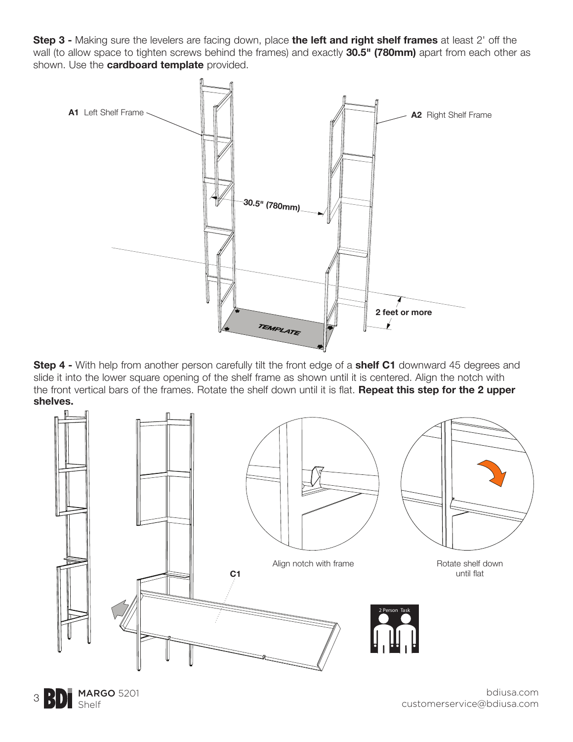**Step 3 -** Making sure the levelers are facing down, place **the left and right shelf frames** at least 2' off the wall (to allow space to tighten screws behind the frames) and exactly **30.5" (780mm)** apart from each other as shown. Use the **cardboard template** provided.

**A1** Left Shelf Frame

**A2** Right Shelf Frame

**30.5" (780mm)**

TEMPLATE

**2 feet or more**

**Step 4 -** With help from another person carefully tilt the front edge of a **shelf C1** downward 45 degrees and slide it into the lower square opening of the shelf frame as shown until it is centered. Align the notch with the front vertical bars of the frames. Rotate the shelf down until it is flat. **Repeat this step for the 2 upper shelves.**

**C1**

Align notch with frame

Rotate shelf down until flat

2 Person Task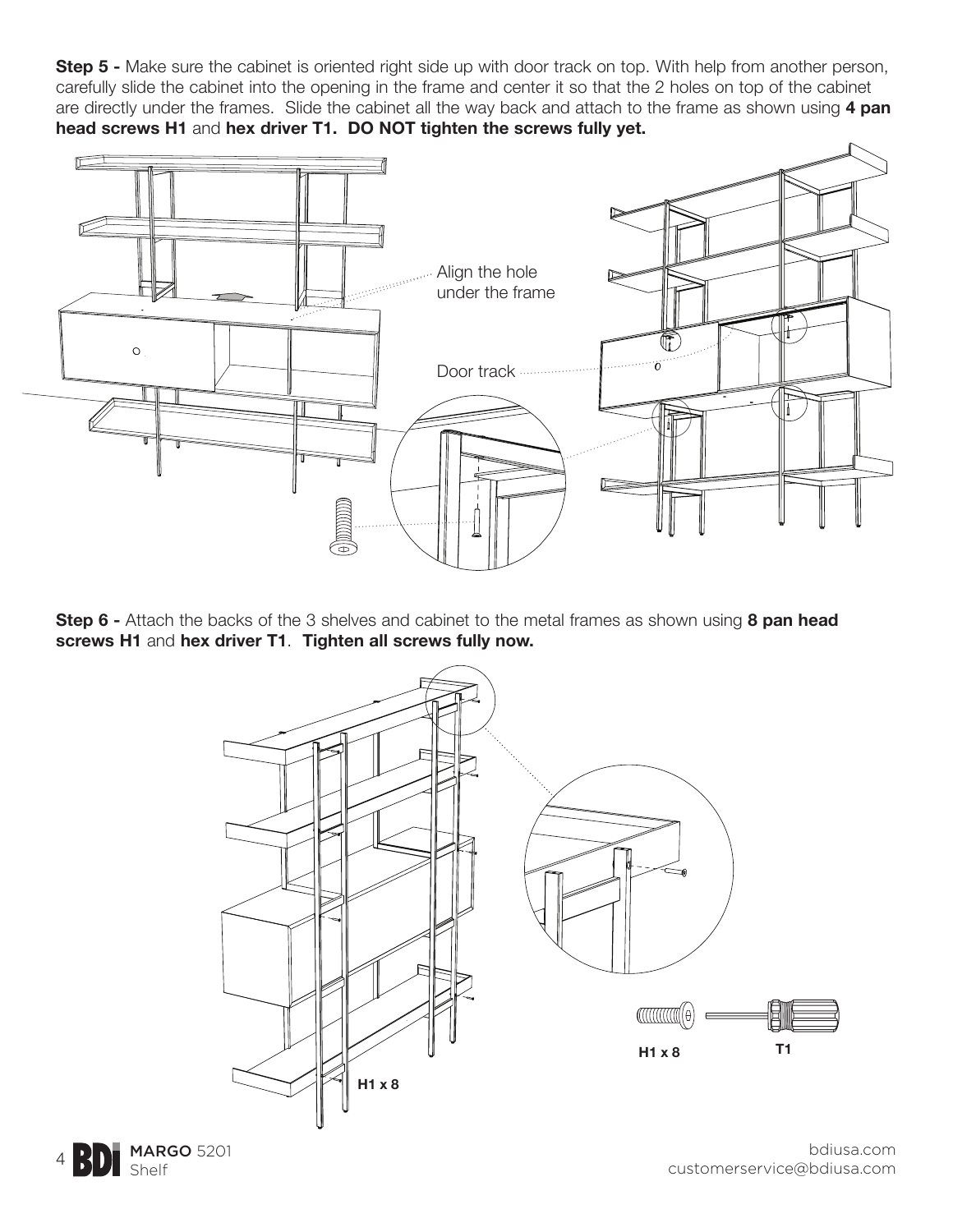**Step 5 -** Make sure the cabinet is oriented right side up with door track on top. With help from another person, carefully slide the cabinet into the opening in the frame and center it so that the 2 holes on top of the cabinet are directly under the frames. Slide the cabinet all the way back and attach to the frame as shown using **4 pan head screws H1** and **hex driver T1. DO NOT tighten the screws fully yet.**

Align the hole under the frame

Door track

**Step 6 -** Attach the backs of the 3 shelves and cabinet to the metal frames as shown using **8 pan head screws H1** and **hex driver T1**. **Tighten all screws fully now.**

**H1 x 8**

**H1 x 8** **T1**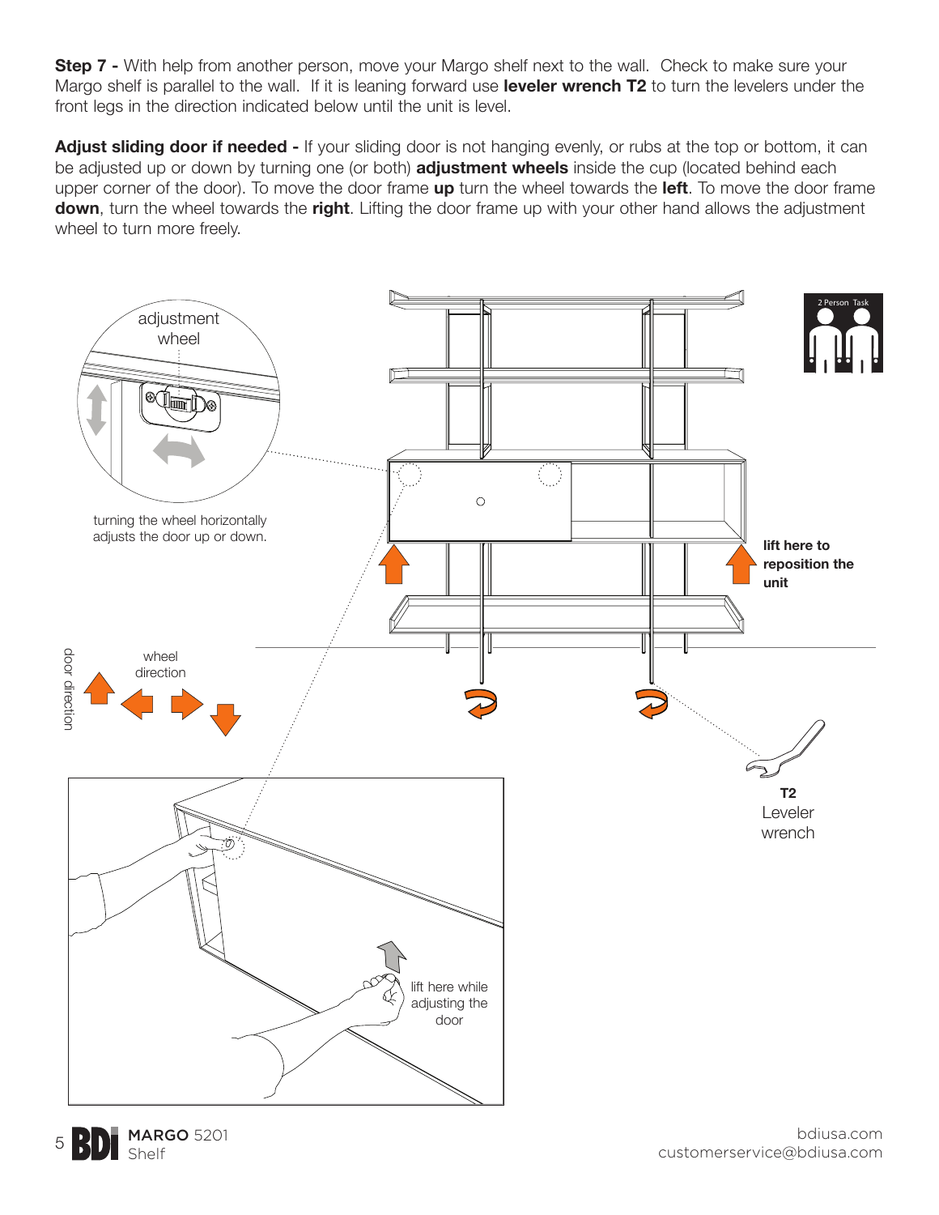**Step 7 -** With help from another person, move your Margo shelf next to the wall. Check to make sure your Margo shelf is parallel to the wall. If it is leaning forward use **leveler wrench T2** to turn the levelers under the front legs in the direction indicated below until the unit is level.

**Adjust sliding door if needed -** If your sliding door is not hanging evenly, or rubs at the top or bottom, it can be adjusted up or down by turning one (or both) **adjustment wheels** inside the cup (located behind each upper corner of the door). To move the door frame **up** turn the wheel towards the **left**. To move the door frame **down**, turn the wheel towards the **right**. Lifting the door frame up with your other hand allows the adjustment wheel to turn more freely.

adjustment wheel

turning the wheel horizontally adjusts the door up or down.

wheel direction

door direction

lift here to reposition the unit

2 Person Task

**T2** Leveler wrench

lift here while adjusting the door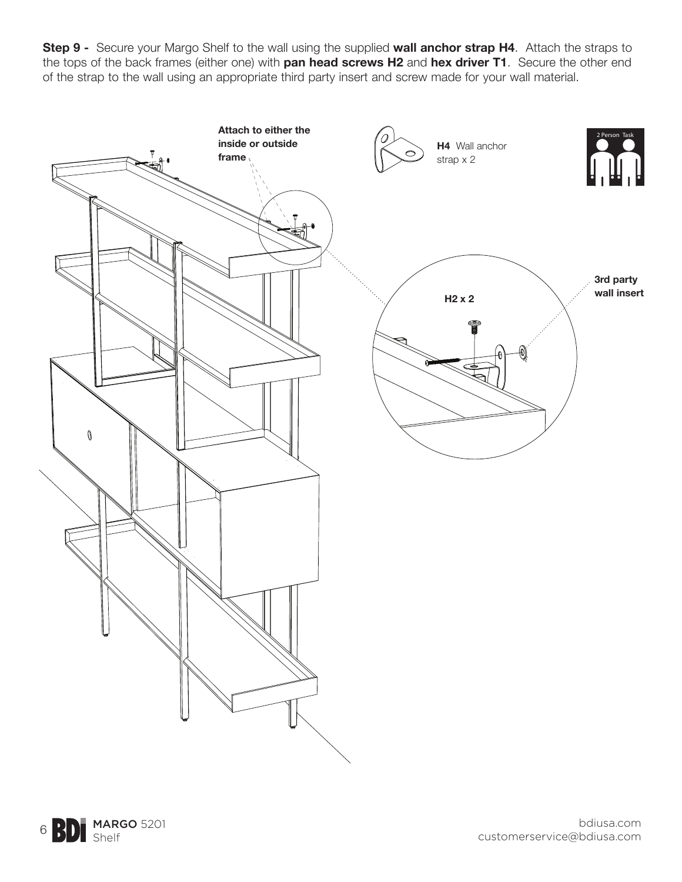**Step 9 -** Secure your Margo Shelf to the wall using the supplied **wall anchor strap H4**. Attach the straps to the tops of the back frames (either one) with **pan head screws H2** and **hex driver T1**. Secure the other end of the strap to the wall using an appropriate third party insert and screw made for your wall material.

**Attach to either the inside or outside frame**

**H4** Wall anchor strap x 2

2 Person Task

**H2 x 2**

**3rd party wall insert**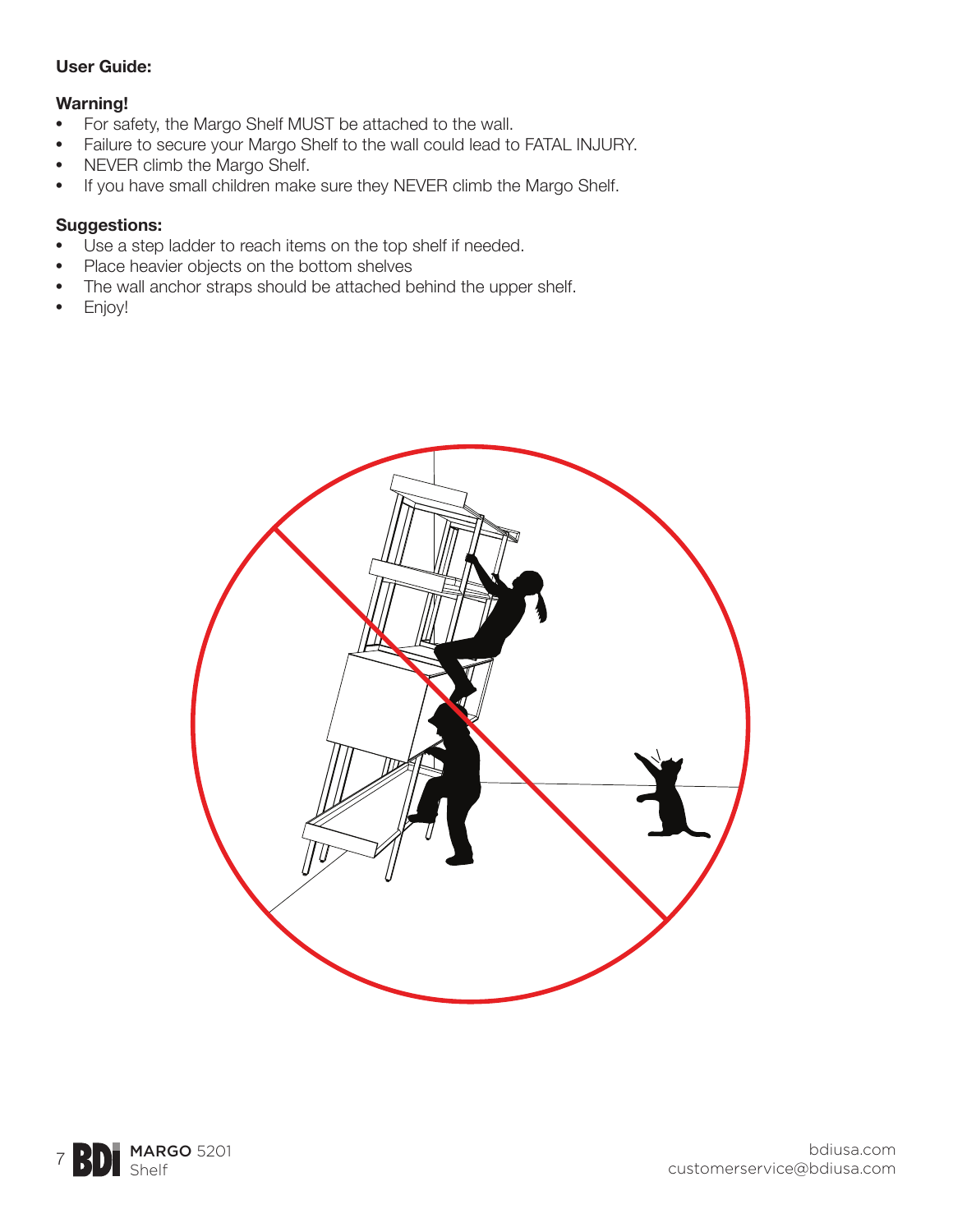**User Guide:**

**Warning!**

- For safety, the Margo Shelf MUST be attached to the wall.
- Failure to secure your Margo Shelf to the wall could lead to FATAL INJURY.
- NEVER climb the Margo Shelf.
- If you have small children make sure they NEVER climb the Margo Shelf.

**Suggestions:**

- Use a step ladder to reach items on the top shelf if needed.
- Place heavier objects on the bottom shelves
- The wall anchor straps should be attached behind the upper shelf.
- Enjoy!

MARGO 5201
Shelf

bdiusa.com
customerservice@bdiusa.com